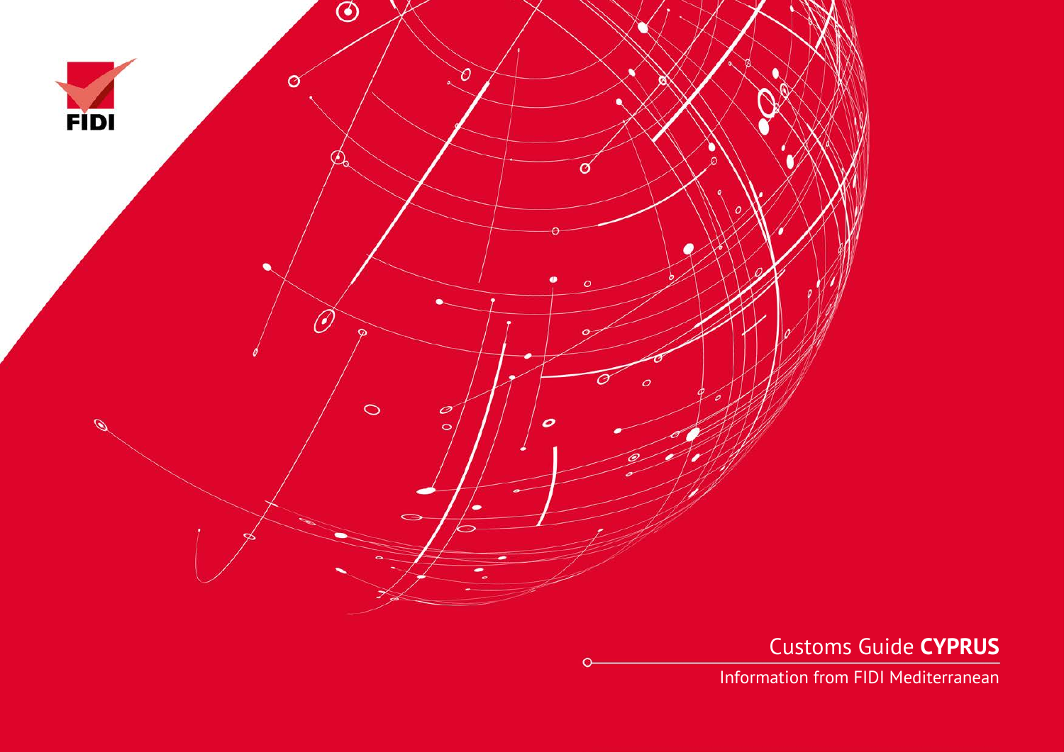FIDI

# Customs Guide **CYPRUS**

Information from FIDI Mediterranean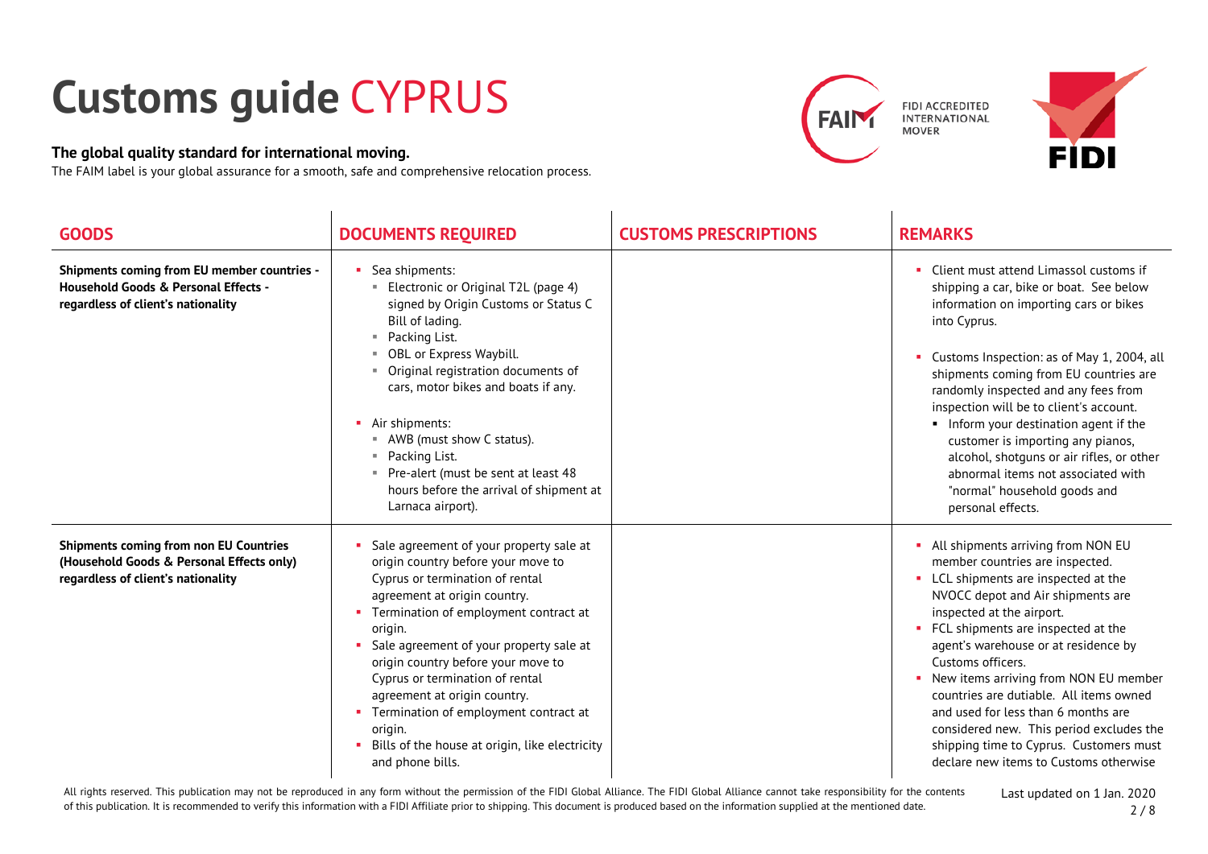# Customs guide CYPRUS

**The global quality standard for international moving.**

The FAIM label is your global assurance for a smooth, safe and comprehensive relocation process.

FIDI ACCREDITED INTERNATIONAL MOVER

| GOODS | DOCUMENTS REQUIRED | CUSTOMS PRESCRIPTIONS | REMARKS |
|---|---|---|---|
| **Shipments coming from EU member countries - Household Goods & Personal Effects - regardless of client's nationality** | ▪ Sea shipments:<br>▪ Electronic or Original T2L (page 4) signed by Origin Customs or Status C Bill of lading.<br>▪ Packing List.<br>▪ OBL or Express Waybill.<br>▪ Original registration documents of cars, motor bikes and boats if any.<br><br>▪ Air shipments:<br>▪ AWB (must show C status).<br>▪ Packing List.<br>▪ Pre-alert (must be sent at least 48 hours before the arrival of shipment at Larnaca airport). | | ▪ Client must attend Limassol customs if shipping a car, bike or boat. See below information on importing cars or bikes into Cyprus.<br><br>▪ Customs Inspection: as of May 1, 2004, all shipments coming from EU countries are randomly inspected and any fees from inspection will be to client's account.<br>▪ Inform your destination agent if the customer is importing any pianos, alcohol, shotguns or air rifles, or other abnormal items not associated with "normal" household goods and personal effects. |
| **Shipments coming from non EU Countries (Household Goods & Personal Effects only) regardless of client's nationality** | ▪ Sale agreement of your property sale at origin country before your move to Cyprus or termination of rental agreement at origin country.<br>▪ Termination of employment contract at origin.<br>▪ Sale agreement of your property sale at origin country before your move to Cyprus or termination of rental agreement at origin country.<br>▪ Termination of employment contract at origin.<br>▪ Bills of the house at origin, like electricity and phone bills. | | ▪ All shipments arriving from NON EU member countries are inspected.<br>▪ LCL shipments are inspected at the NVOCC depot and Air shipments are inspected at the airport.<br>▪ FCL shipments are inspected at the agent's warehouse or at residence by Customs officers.<br>▪ New items arriving from NON EU member countries are dutiable. All items owned and used for less than 6 months are considered new. This period excludes the shipping time to Cyprus. Customers must declare new items to Customs otherwise |

All rights reserved. This publication may not be reproduced in any form without the permission of the FIDI Global Alliance. The FIDI Global Alliance cannot take responsibility for the contents of this publication. It is recommended to verify this information with a FIDI Affiliate prior to shipping. This document is produced based on the information supplied at the mentioned date.

Last updated on 1 Jan. 2020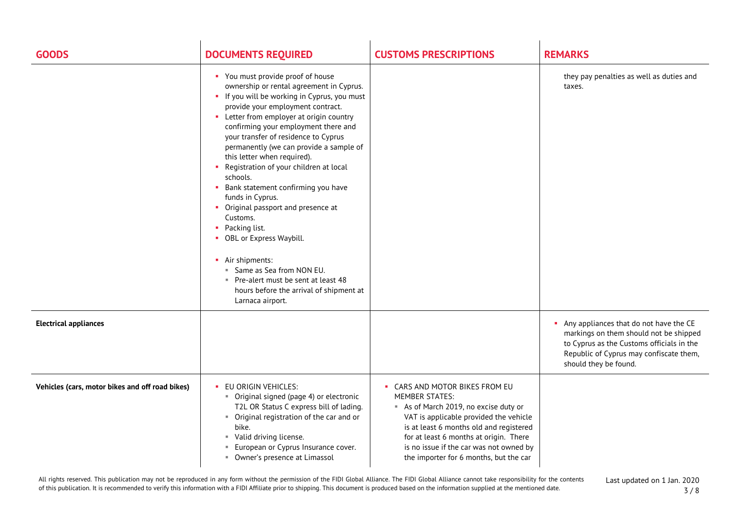| GOODS | DOCUMENTS REQUIRED | CUSTOMS PRESCRIPTIONS | REMARKS |
|---|---|---|---|
| | ▪ You must provide proof of house ownership or rental agreement in Cyprus.<br>▪ If you will be working in Cyprus, you must provide your employment contract.<br>▪ Letter from employer at origin country confirming your employment there and your transfer of residence to Cyprus permanently (we can provide a sample of this letter when required).<br>▪ Registration of your children at local schools.<br>▪ Bank statement confirming you have funds in Cyprus.<br>▪ Original passport and presence at Customs.<br>▪ Packing list.<br>▪ OBL or Express Waybill.<br><br>▪ Air shipments:<br>&nbsp;&nbsp;▪ Same as Sea from NON EU.<br>&nbsp;&nbsp;▪ Pre-alert must be sent at least 48 hours before the arrival of shipment at Larnaca airport. | | they pay penalties as well as duties and taxes. |
| **Electrical appliances** | | | ▪ Any appliances that do not have the CE markings on them should not be shipped to Cyprus as the Customs officials in the Republic of Cyprus may confiscate them, should they be found. |
| **Vehicles (cars, motor bikes and off road bikes)** | ▪ EU ORIGIN VEHICLES:<br>&nbsp;&nbsp;▪ Original signed (page 4) or electronic T2L OR Status C express bill of lading.<br>&nbsp;&nbsp;▪ Original registration of the car and or bike.<br>&nbsp;&nbsp;▪ Valid driving license.<br>&nbsp;&nbsp;▪ European or Cyprus Insurance cover.<br>&nbsp;&nbsp;▪ Owner's presence at Limassol | ▪ CARS AND MOTOR BIKES FROM EU MEMBER STATES:<br>&nbsp;&nbsp;▪ As of March 2019, no excise duty or VAT is applicable provided the vehicle is at least 6 months old and registered for at least 6 months at origin. There is no issue if the car was not owned by the importer for 6 months, but the car | |

All rights reserved. This publication may not be reproduced in any form without the permission of the FIDI Global Alliance. The FIDI Global Alliance cannot take responsibility for the contents of this publication. It is recommended to verify this information with a FIDI Affiliate prior to shipping. This document is produced based on the information supplied at the mentioned date.

Last updated on 1 Jan. 2020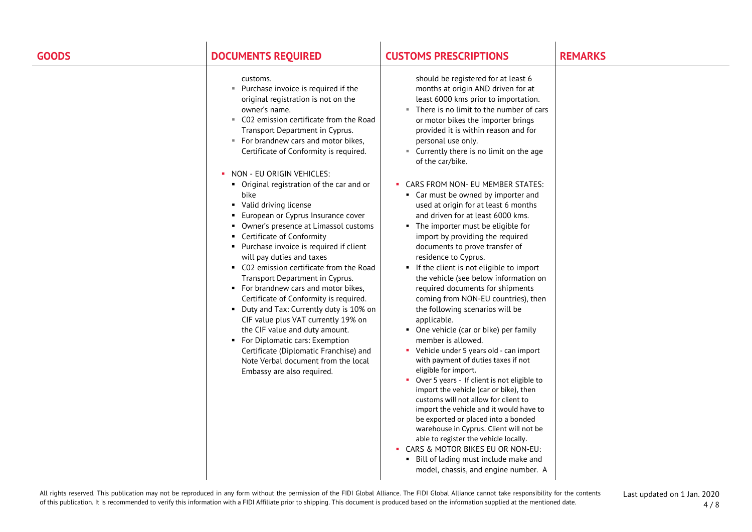| GOODS | DOCUMENTS REQUIRED | CUSTOMS PRESCRIPTIONS | REMARKS |
|---|---|---|---|
| | customs.<br>▪ Purchase invoice is required if the original registration is not on the owner's name.<br>▪ C02 emission certificate from the Road Transport Department in Cyprus.<br>▪ For brandnew cars and motor bikes, Certificate of Conformity is required.<br><br>▪ NON - EU ORIGIN VEHICLES:<br>▪ Original registration of the car and or bike<br>▪ Valid driving license<br>▪ European or Cyprus Insurance cover<br>▪ Owner's presence at Limassol customs<br>▪ Certificate of Conformity<br>▪ Purchase invoice is required if client will pay duties and taxes<br>▪ C02 emission certificate from the Road Transport Department in Cyprus.<br>▪ For brandnew cars and motor bikes, Certificate of Conformity is required.<br>▪ Duty and Tax: Currently duty is 10% on CIF value plus VAT currently 19% on the CIF value and duty amount.<br>▪ For Diplomatic cars: Exemption Certificate (Diplomatic Franchise) and Note Verbal document from the local Embassy are also required. | should be registered for at least 6 months at origin AND driven for at least 6000 kms prior to importation.<br>▪ There is no limit to the number of cars or motor bikes the importer brings provided it is within reason and for personal use only.<br>▪ Currently there is no limit on the age of the car/bike.<br><br>▪ CARS FROM NON- EU MEMBER STATES:<br>▪ Car must be owned by importer and used at origin for at least 6 months and driven for at least 6000 kms.<br>▪ The importer must be eligible for import by providing the required documents to prove transfer of residence to Cyprus.<br>▪ If the client is not eligible to import the vehicle (see below information on required documents for shipments coming from NON-EU countries), then the following scenarios will be applicable.<br>▪ One vehicle (car or bike) per family member is allowed.<br>▪ Vehicle under 5 years old - can import with payment of duties taxes if not eligible for import.<br>▪ Over 5 years - If client is not eligible to import the vehicle (car or bike), then customs will not allow for client to import the vehicle and it would have to be exported or placed into a bonded warehouse in Cyprus. Client will not be able to register the vehicle locally.<br>▪ CARS & MOTOR BIKES EU OR NON-EU:<br>▪ Bill of lading must include make and model, chassis, and engine number. A | |

All rights reserved. This publication may not be reproduced in any form without the permission of the FIDI Global Alliance. The FIDI Global Alliance cannot take responsibility for the contents of this publication. It is recommended to verify this information with a FIDI Affiliate prior to shipping. This document is produced based on the information supplied at the mentioned date.

Last updated on 1 Jan. 2020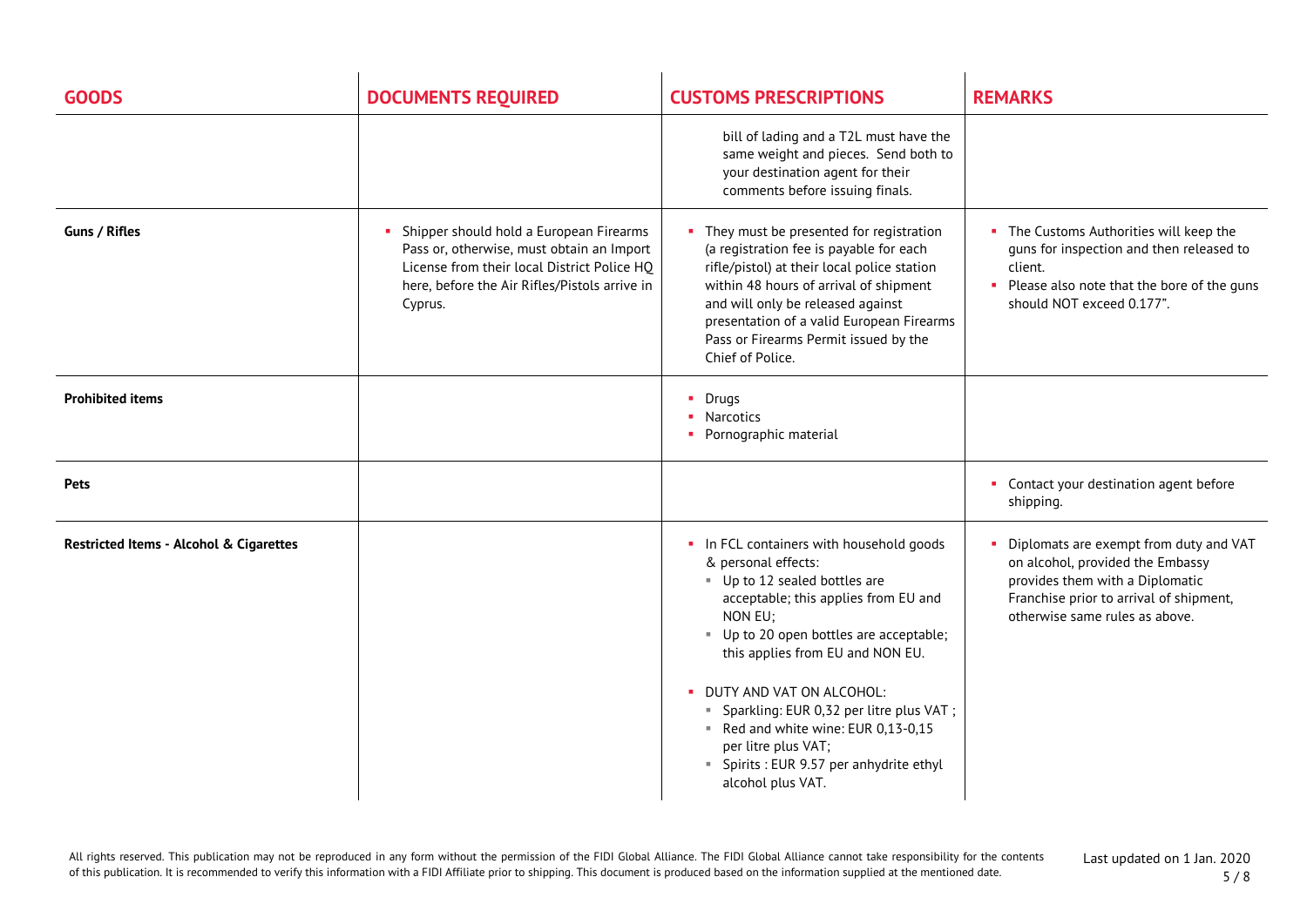| GOODS | DOCUMENTS REQUIRED | CUSTOMS PRESCRIPTIONS | REMARKS |
|---|---|---|---|
| | | bill of lading and a T2L must have the same weight and pieces. Send both to your destination agent for their comments before issuing finals. | |
| **Guns / Rifles** | ▪ Shipper should hold a European Firearms Pass or, otherwise, must obtain an Import License from their local District Police HQ here, before the Air Rifles/Pistols arrive in Cyprus. | ▪ They must be presented for registration (a registration fee is payable for each rifle/pistol) at their local police station within 48 hours of arrival of shipment and will only be released against presentation of a valid European Firearms Pass or Firearms Permit issued by the Chief of Police. | ▪ The Customs Authorities will keep the guns for inspection and then released to client.<br>▪ Please also note that the bore of the guns should NOT exceed 0.177". |
| **Prohibited items** | | ▪ Drugs<br>▪ Narcotics<br>▪ Pornographic material | |
| **Pets** | | | ▪ Contact your destination agent before shipping. |
| **Restricted Items - Alcohol & Cigarettes** | | ▪ In FCL containers with household goods & personal effects:<br>▪ Up to 12 sealed bottles are acceptable; this applies from EU and NON EU;<br>▪ Up to 20 open bottles are acceptable; this applies from EU and NON EU.<br><br>▪ DUTY AND VAT ON ALCOHOL:<br>▪ Sparkling: EUR 0,32 per litre plus VAT ;<br>▪ Red and white wine: EUR 0,13-0,15 per litre plus VAT;<br>▪ Spirits : EUR 9.57 per anhydrite ethyl alcohol plus VAT. | ▪ Diplomats are exempt from duty and VAT on alcohol, provided the Embassy provides them with a Diplomatic Franchise prior to arrival of shipment, otherwise same rules as above. |

All rights reserved. This publication may not be reproduced in any form without the permission of the FIDI Global Alliance. The FIDI Global Alliance cannot take responsibility for the contents of this publication. It is recommended to verify this information with a FIDI Affiliate prior to shipping. This document is produced based on the information supplied at the mentioned date.

Last updated on 1 Jan. 2020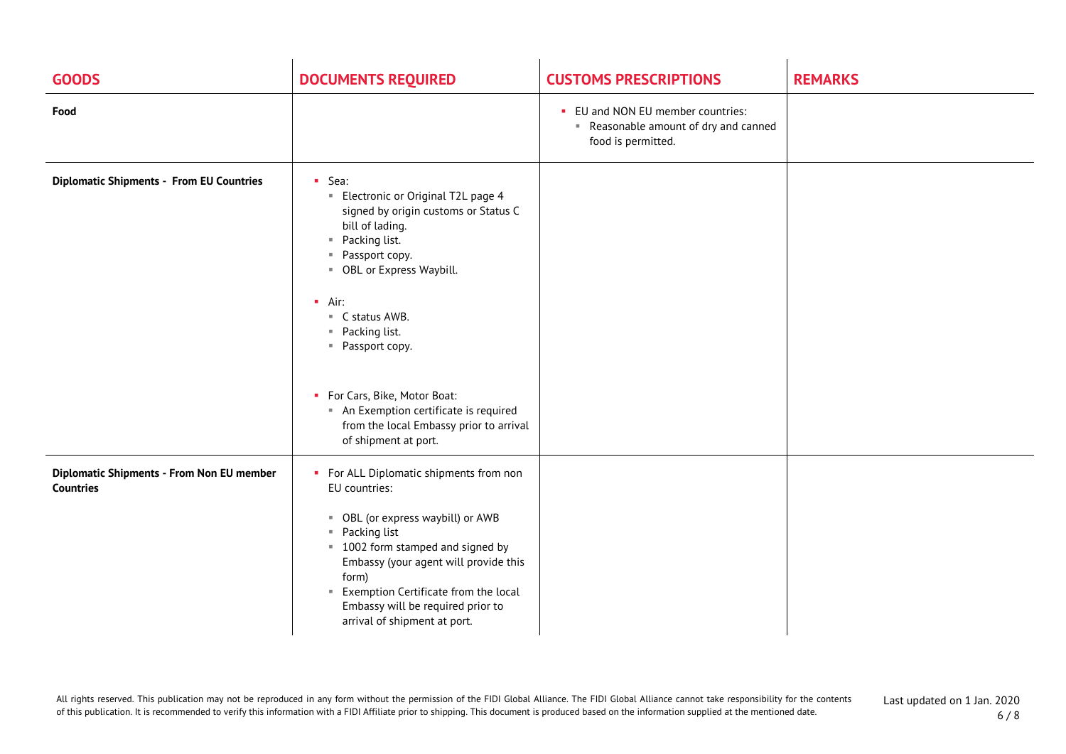| GOODS | DOCUMENTS REQUIRED | CUSTOMS PRESCRIPTIONS | REMARKS |
|---|---|---|---|
| **Food** | | • EU and NON EU member countries:<br>  ▪ Reasonable amount of dry and canned food is permitted. | |
| **Diplomatic Shipments - From EU Countries** | • Sea:<br>  ▪ Electronic or Original T2L page 4 signed by origin customs or Status C bill of lading.<br>  ▪ Packing list.<br>  ▪ Passport copy.<br>  ▪ OBL or Express Waybill.<br><br>• Air:<br>  ▪ C status AWB.<br>  ▪ Packing list.<br>  ▪ Passport copy.<br><br>• For Cars, Bike, Motor Boat:<br>  ▪ An Exemption certificate is required from the local Embassy prior to arrival of shipment at port. | | |
| **Diplomatic Shipments - From Non EU member Countries** | • For ALL Diplomatic shipments from non EU countries:<br><br>  ▪ OBL (or express waybill) or AWB<br>  ▪ Packing list<br>  ▪ 1002 form stamped and signed by Embassy (your agent will provide this form)<br>  ▪ Exemption Certificate from the local Embassy will be required prior to arrival of shipment at port. | | |

All rights reserved. This publication may not be reproduced in any form without the permission of the FIDI Global Alliance. The FIDI Global Alliance cannot take responsibility for the contents of this publication. It is recommended to verify this information with a FIDI Affiliate prior to shipping. This document is produced based on the information supplied at the mentioned date.

Last updated on 1 Jan. 2020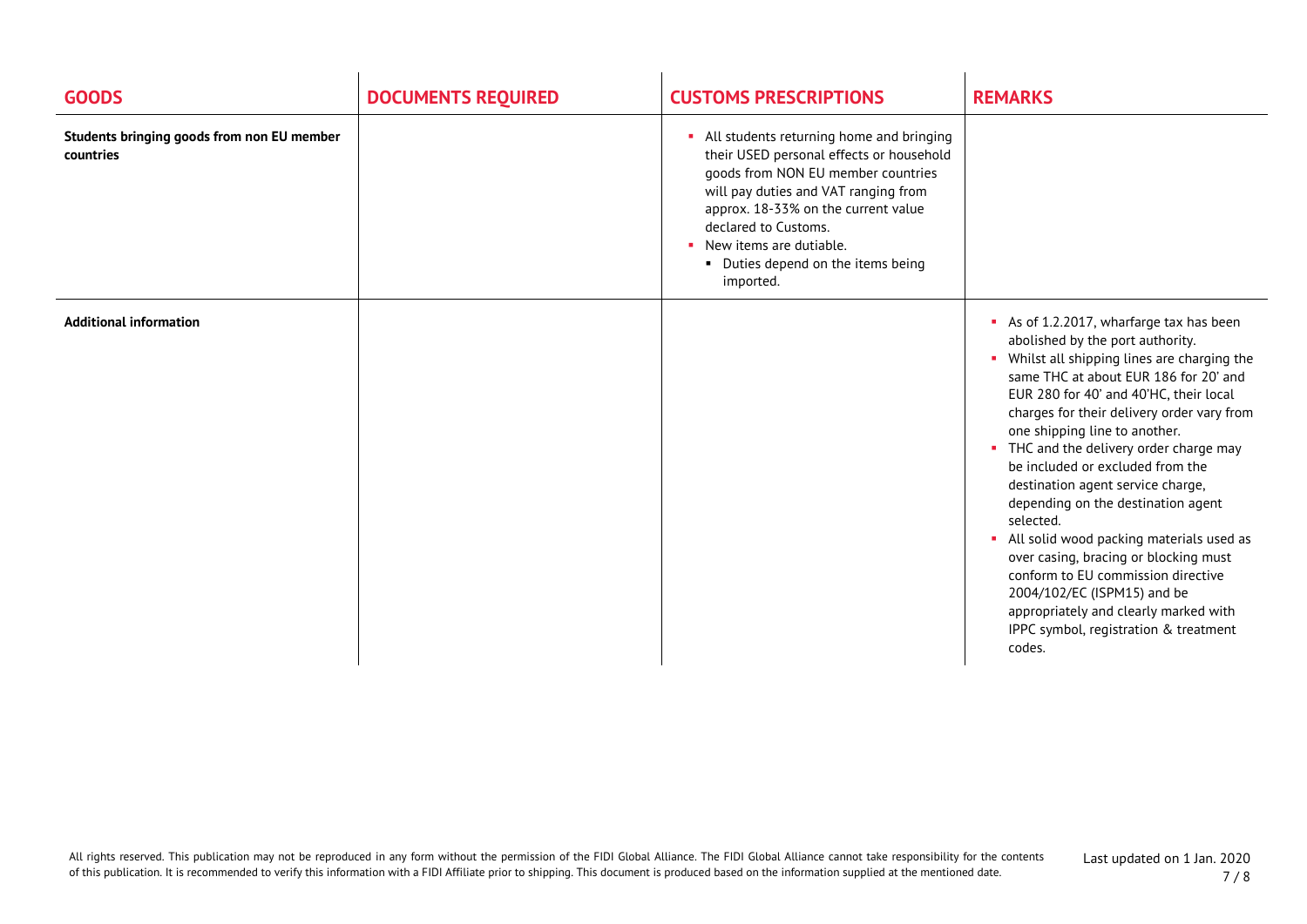| GOODS | DOCUMENTS REQUIRED | CUSTOMS PRESCRIPTIONS | REMARKS |
|---|---|---|---|
| **Students bringing goods from non EU member countries** | | ▪ All students returning home and bringing their USED personal effects or household goods from NON EU member countries will pay duties and VAT ranging from approx. 18-33% on the current value declared to Customs.<br>▪ New items are dutiable.<br>▪ Duties depend on the items being imported. | |
| **Additional information** | | | ▪ As of 1.2.2017, wharfarge tax has been abolished by the port authority.<br>▪ Whilst all shipping lines are charging the same THC at about EUR 186 for 20' and EUR 280 for 40' and 40'HC, their local charges for their delivery order vary from one shipping line to another.<br>▪ THC and the delivery order charge may be included or excluded from the destination agent service charge, depending on the destination agent selected.<br>▪ All solid wood packing materials used as over casing, bracing or blocking must conform to EU commission directive 2004/102/EC (ISPM15) and be appropriately and clearly marked with IPPC symbol, registration & treatment codes. |

All rights reserved. This publication may not be reproduced in any form without the permission of the FIDI Global Alliance. The FIDI Global Alliance cannot take responsibility for the contents of this publication. It is recommended to verify this information with a FIDI Affiliate prior to shipping. This document is produced based on the information supplied at the mentioned date.

Last updated on 1 Jan. 2020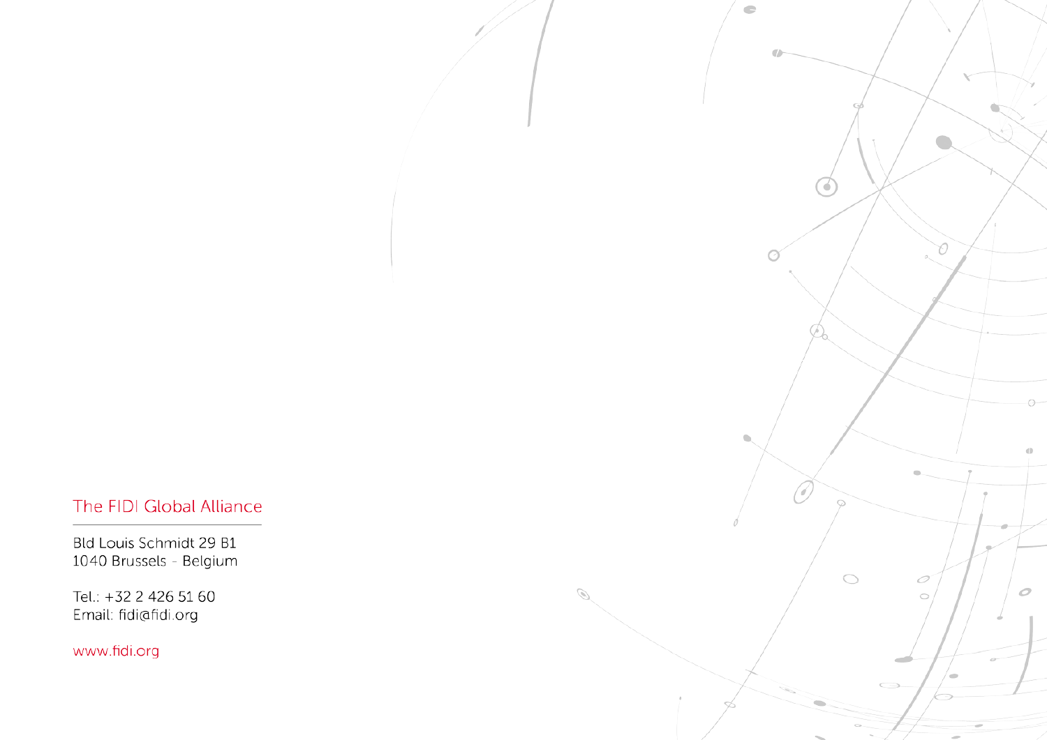The FIDI Global Alliance

Bld Louis Schmidt 29 B1
1040 Brussels - Belgium

Tel.: +32 2 426 51 60
Email: fidi@fidi.org

www.fidi.org